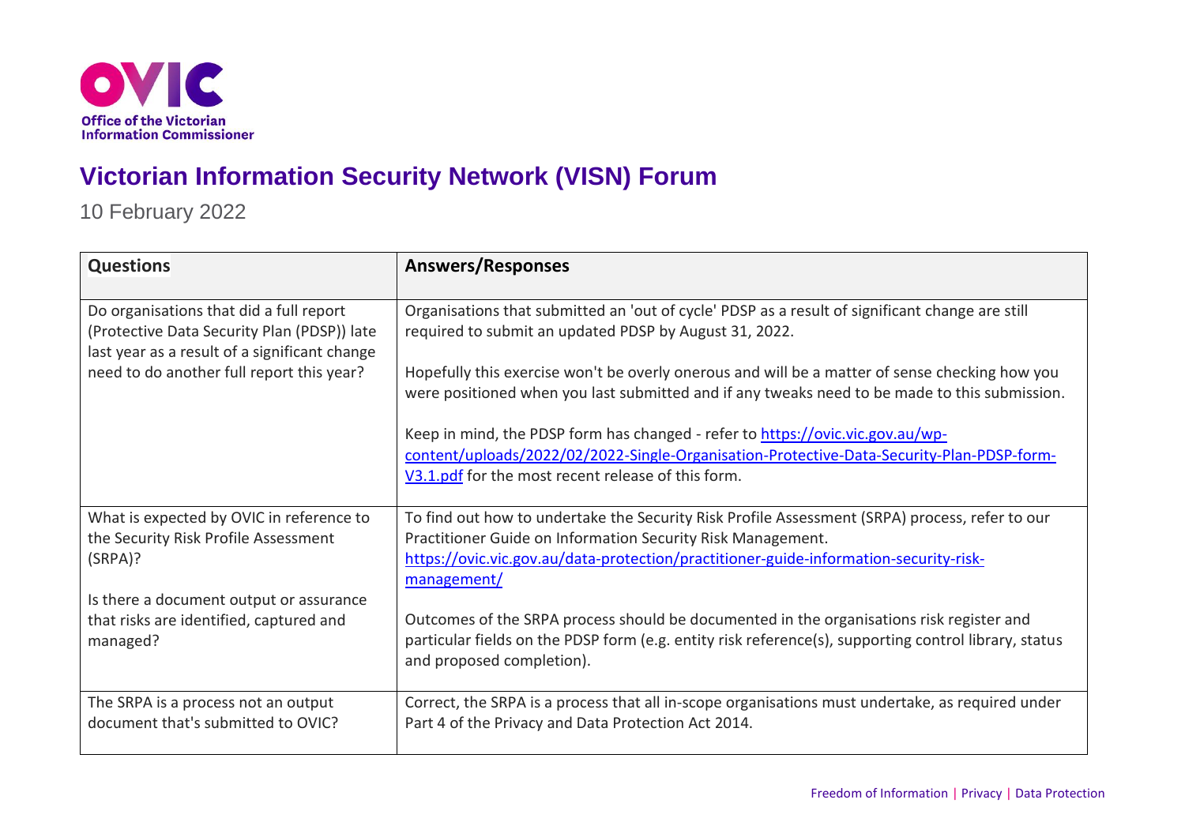Office of the Victorian Information Commissioner

# Victorian Information Security Network (VISN) Forum

10 February 2022

| Questions | Answers/Responses |
| --- | --- |
| Do organisations that did a full report (Protective Data Security Plan (PDSP)) late last year as a result of a significant change need to do another full report this year? | Organisations that submitted an 'out of cycle' PDSP as a result of significant change are still required to submit an updated PDSP by August 31, 2022.<br><br>Hopefully this exercise won't be overly onerous and will be a matter of sense checking how you were positioned when you last submitted and if any tweaks need to be made to this submission.<br><br>Keep in mind, the PDSP form has changed - refer to https://ovic.vic.gov.au/wp-content/uploads/2022/02/2022-Single-Organisation-Protective-Data-Security-Plan-PDSP-form-V3.1.pdf for the most recent release of this form. |
| What is expected by OVIC in reference to the Security Risk Profile Assessment (SRPA)?<br><br>Is there a document output or assurance that risks are identified, captured and managed? | To find out how to undertake the Security Risk Profile Assessment (SRPA) process, refer to our Practitioner Guide on Information Security Risk Management. https://ovic.vic.gov.au/data-protection/practitioner-guide-information-security-risk-management/<br><br>Outcomes of the SRPA process should be documented in the organisations risk register and particular fields on the PDSP form (e.g. entity risk reference(s), supporting control library, status and proposed completion). |
| The SRPA is a process not an output document that's submitted to OVIC? | Correct, the SRPA is a process that all in-scope organisations must undertake, as required under Part 4 of the Privacy and Data Protection Act 2014. |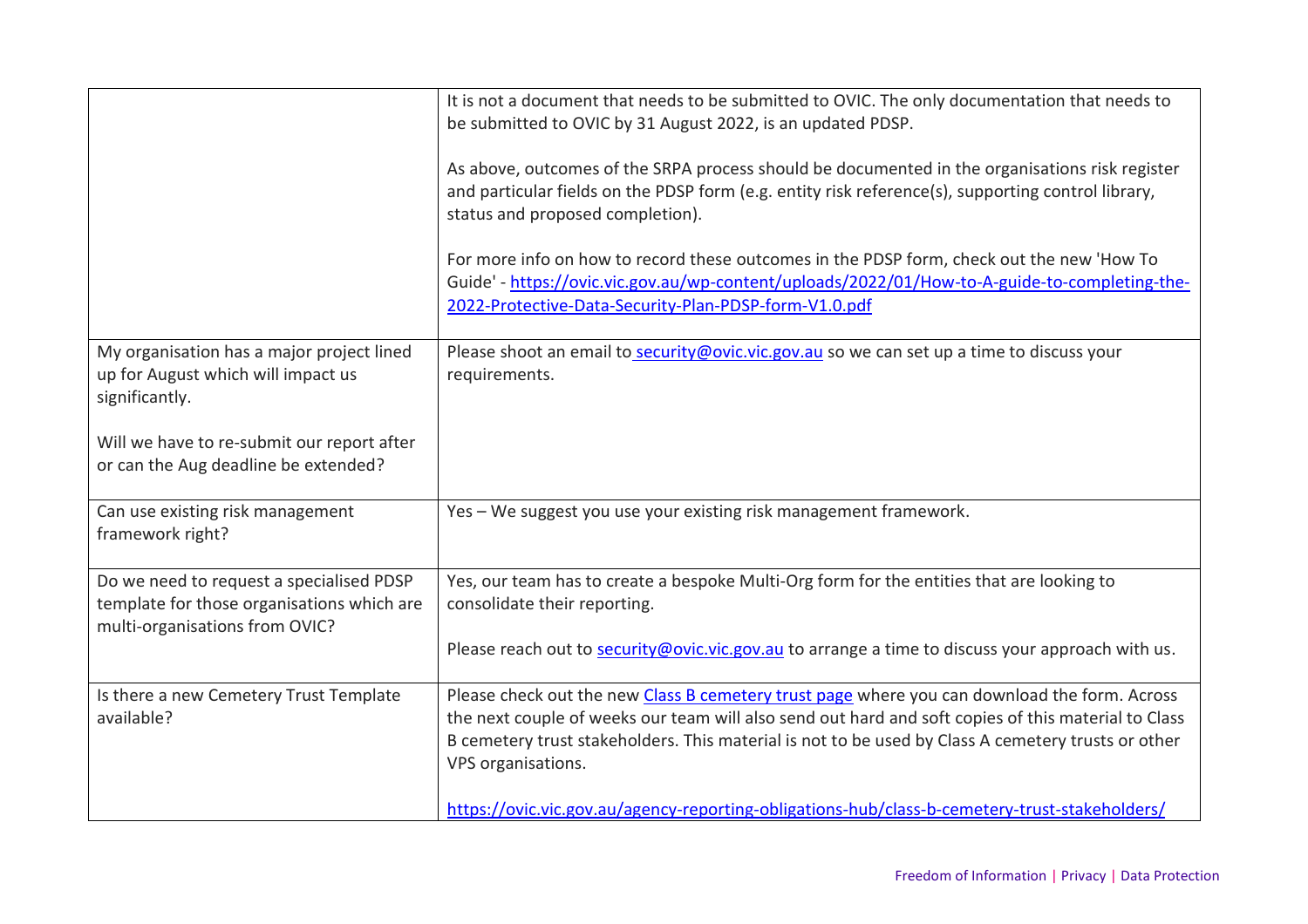| | |
|---|---|
| | It is not a document that needs to be submitted to OVIC. The only documentation that needs to be submitted to OVIC by 31 August 2022, is an updated PDSP.<br><br>As above, outcomes of the SRPA process should be documented in the organisations risk register and particular fields on the PDSP form (e.g. entity risk reference(s), supporting control library, status and proposed completion).<br><br>For more info on how to record these outcomes in the PDSP form, check out the new 'How To Guide' - [https://ovic.vic.gov.au/wp-content/uploads/2022/01/How-to-A-guide-to-completing-the-2022-Protective-Data-Security-Plan-PDSP-form-V1.0.pdf](https://ovic.vic.gov.au/wp-content/uploads/2022/01/How-to-A-guide-to-completing-the-2022-Protective-Data-Security-Plan-PDSP-form-V1.0.pdf) |
| My organisation has a major project lined up for August which will impact us significantly.<br><br>Will we have to re-submit our report after or can the Aug deadline be extended? | Please shoot an email to security@ovic.vic.gov.au so we can set up a time to discuss your requirements. |
| Can use existing risk management framework right? | Yes – We suggest you use your existing risk management framework. |
| Do we need to request a specialised PDSP template for those organisations which are multi-organisations from OVIC? | Yes, our team has to create a bespoke Multi-Org form for the entities that are looking to consolidate their reporting.<br><br>Please reach out to security@ovic.vic.gov.au to arrange a time to discuss your approach with us. |
| Is there a new Cemetery Trust Template available? | Please check out the new Class B cemetery trust page where you can download the form. Across the next couple of weeks our team will also send out hard and soft copies of this material to Class B cemetery trust stakeholders. This material is not to be used by Class A cemetery trusts or other VPS organisations.<br><br>[https://ovic.vic.gov.au/agency-reporting-obligations-hub/class-b-cemetery-trust-stakeholders/](https://ovic.vic.gov.au/agency-reporting-obligations-hub/class-b-cemetery-trust-stakeholders/) |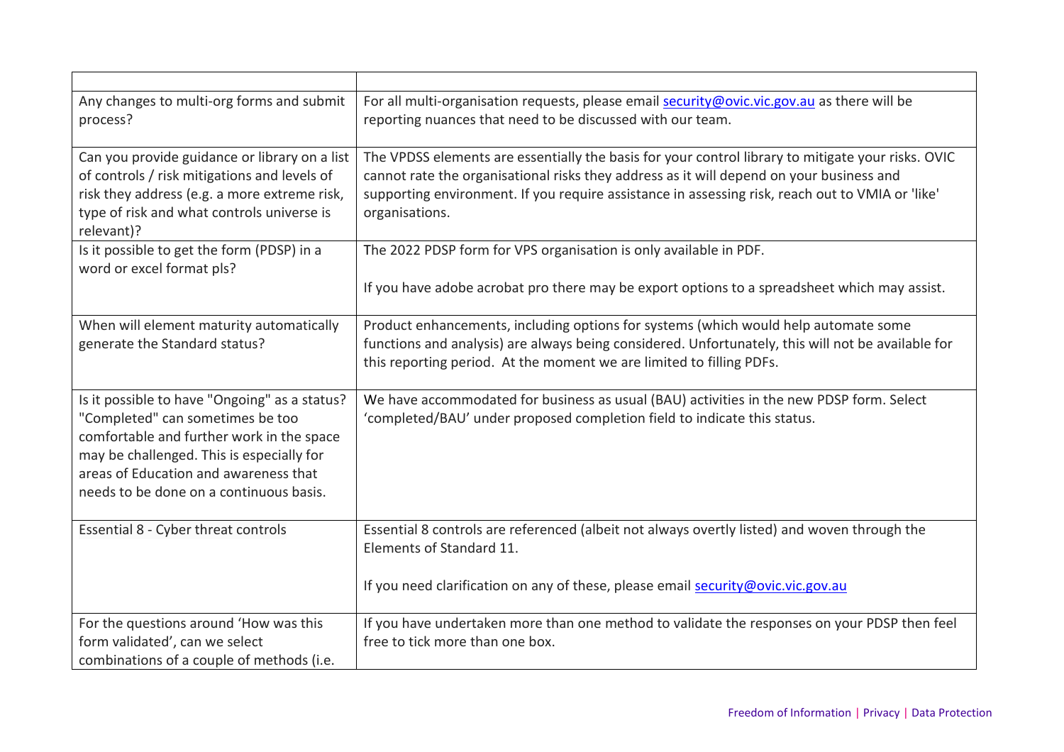| | |
|---|---|
| Any changes to multi-org forms and submit process? | For all multi-organisation requests, please email security@ovic.vic.gov.au as there will be reporting nuances that need to be discussed with our team. |
| Can you provide guidance or library on a list of controls / risk mitigations and levels of risk they address (e.g. a more extreme risk, type of risk and what controls universe is relevant)? | The VPDSS elements are essentially the basis for your control library to mitigate your risks. OVIC cannot rate the organisational risks they address as it will depend on your business and supporting environment. If you require assistance in assessing risk, reach out to VMIA or 'like' organisations. |
| Is it possible to get the form (PDSP) in a word or excel format pls? | The 2022 PDSP form for VPS organisation is only available in PDF.<br><br>If you have adobe acrobat pro there may be export options to a spreadsheet which may assist. |
| When will element maturity automatically generate the Standard status? | Product enhancements, including options for systems (which would help automate some functions and analysis) are always being considered. Unfortunately, this will not be available for this reporting period. At the moment we are limited to filling PDFs. |
| Is it possible to have "Ongoing" as a status? "Completed" can sometimes be too comfortable and further work in the space may be challenged. This is especially for areas of Education and awareness that needs to be done on a continuous basis. | We have accommodated for business as usual (BAU) activities in the new PDSP form. Select 'completed/BAU' under proposed completion field to indicate this status. |
| Essential 8 - Cyber threat controls | Essential 8 controls are referenced (albeit not always overtly listed) and woven through the Elements of Standard 11.<br><br>If you need clarification on any of these, please email security@ovic.vic.gov.au |
| For the questions around 'How was this form validated', can we select combinations of a couple of methods (i.e. | If you have undertaken more than one method to validate the responses on your PDSP then feel free to tick more than one box. |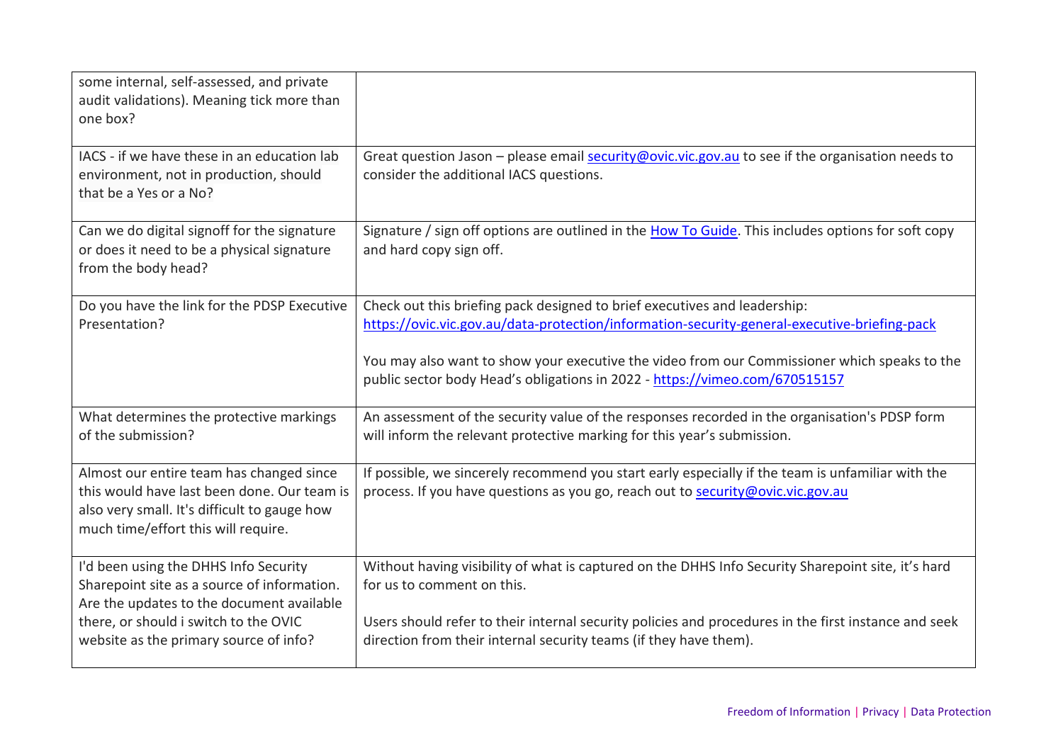| | |
|---|---|
| some internal, self-assessed, and private audit validations). Meaning tick more than one box? | |
| IACS - if we have these in an education lab environment, not in production, should that be a Yes or a No? | Great question Jason – please email security@ovic.vic.gov.au to see if the organisation needs to consider the additional IACS questions. |
| Can we do digital signoff for the signature or does it need to be a physical signature from the body head? | Signature / sign off options are outlined in the How To Guide. This includes options for soft copy and hard copy sign off. |
| Do you have the link for the PDSP Executive Presentation? | Check out this briefing pack designed to brief executives and leadership: https://ovic.vic.gov.au/data-protection/information-security-general-executive-briefing-pack<br><br>You may also want to show your executive the video from our Commissioner which speaks to the public sector body Head's obligations in 2022 - https://vimeo.com/670515157 |
| What determines the protective markings of the submission? | An assessment of the security value of the responses recorded in the organisation's PDSP form will inform the relevant protective marking for this year's submission. |
| Almost our entire team has changed since this would have last been done. Our team is also very small. It's difficult to gauge how much time/effort this will require. | If possible, we sincerely recommend you start early especially if the team is unfamiliar with the process. If you have questions as you go, reach out to security@ovic.vic.gov.au |
| I'd been using the DHHS Info Security Sharepoint site as a source of information. Are the updates to the document available there, or should i switch to the OVIC website as the primary source of info? | Without having visibility of what is captured on the DHHS Info Security Sharepoint site, it's hard for us to comment on this.<br><br>Users should refer to their internal security policies and procedures in the first instance and seek direction from their internal security teams (if they have them). |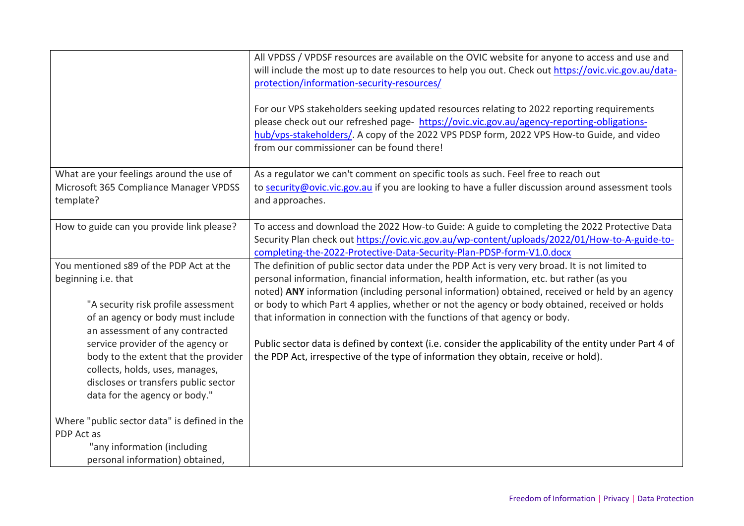| | |
|---|---|
| | All VPDSS / VPDSF resources are available on the OVIC website for anyone to access and use and will include the most up to date resources to help you out. Check out https://ovic.vic.gov.au/data-protection/information-security-resources/<br><br>For our VPS stakeholders seeking updated resources relating to 2022 reporting requirements please check out our refreshed page- https://ovic.vic.gov.au/agency-reporting-obligations-hub/vps-stakeholders/. A copy of the 2022 VPS PDSP form, 2022 VPS How-to Guide, and video from our commissioner can be found there! |
| What are your feelings around the use of Microsoft 365 Compliance Manager VPDSS template? | As a regulator we can't comment on specific tools as such. Feel free to reach out to security@ovic.vic.gov.au if you are looking to have a fuller discussion around assessment tools and approaches. |
| How to guide can you provide link please? | To access and download the 2022 How-to Guide: A guide to completing the 2022 Protective Data Security Plan check out https://ovic.vic.gov.au/wp-content/uploads/2022/01/How-to-A-guide-to-completing-the-2022-Protective-Data-Security-Plan-PDSP-form-V1.0.docx |
| You mentioned s89 of the PDP Act at the beginning i.e. that<br><br>"A security risk profile assessment of an agency or body must include an assessment of any contracted service provider of the agency or body to the extent that the provider collects, holds, uses, manages, discloses or transfers public sector data for the agency or body."<br><br>Where "public sector data" is defined in the PDP Act as<br>"any information (including personal information) obtained, | The definition of public sector data under the PDP Act is very broad. It is not limited to personal information, financial information, health information, etc. but rather (as you noted) **ANY** information (including personal information) obtained, received or held by an agency or body to which Part 4 applies, whether or not the agency or body obtained, received or holds that information in connection with the functions of that agency or body.<br><br>Public sector data is defined by context (i.e. consider the applicability of the entity under Part 4 of the PDP Act, irrespective of the type of information they obtain, receive or hold). |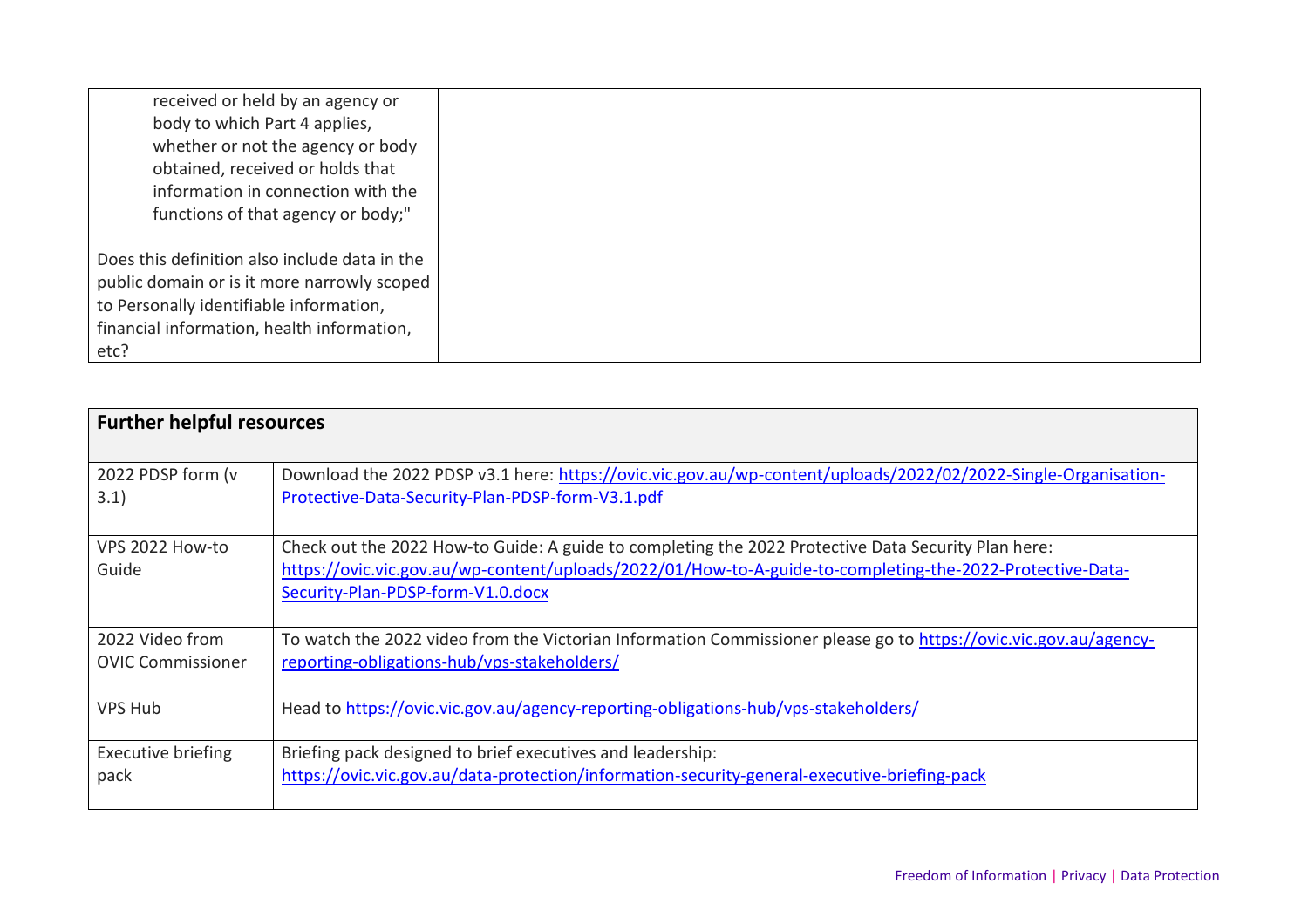| | |
|---|---|
| received or held by an agency or body to which Part 4 applies, whether or not the agency or body obtained, received or holds that information in connection with the functions of that agency or body;"<br><br>Does this definition also include data in the public domain or is it more narrowly scoped to Personally identifiable information, financial information, health information, etc? | |

| **Further helpful resources** | |
|---|---|
| 2022 PDSP form (v 3.1) | Download the 2022 PDSP v3.1 here: [https://ovic.vic.gov.au/wp-content/uploads/2022/02/2022-Single-Organisation-Protective-Data-Security-Plan-PDSP-form-V3.1.pdf](https://ovic.vic.gov.au/wp-content/uploads/2022/02/2022-Single-Organisation-Protective-Data-Security-Plan-PDSP-form-V3.1.pdf) |
| VPS 2022 How-to Guide | Check out the 2022 How-to Guide: A guide to completing the 2022 Protective Data Security Plan here: [https://ovic.vic.gov.au/wp-content/uploads/2022/01/How-to-A-guide-to-completing-the-2022-Protective-Data-Security-Plan-PDSP-form-V1.0.docx](https://ovic.vic.gov.au/wp-content/uploads/2022/01/How-to-A-guide-to-completing-the-2022-Protective-Data-Security-Plan-PDSP-form-V1.0.docx) |
| 2022 Video from OVIC Commissioner | To watch the 2022 video from the Victorian Information Commissioner please go to [https://ovic.vic.gov.au/agency-reporting-obligations-hub/vps-stakeholders/](https://ovic.vic.gov.au/agency-reporting-obligations-hub/vps-stakeholders/) |
| VPS Hub | Head to [https://ovic.vic.gov.au/agency-reporting-obligations-hub/vps-stakeholders/](https://ovic.vic.gov.au/agency-reporting-obligations-hub/vps-stakeholders/) |
| Executive briefing pack | Briefing pack designed to brief executives and leadership: [https://ovic.vic.gov.au/data-protection/information-security-general-executive-briefing-pack](https://ovic.vic.gov.au/data-protection/information-security-general-executive-briefing-pack) |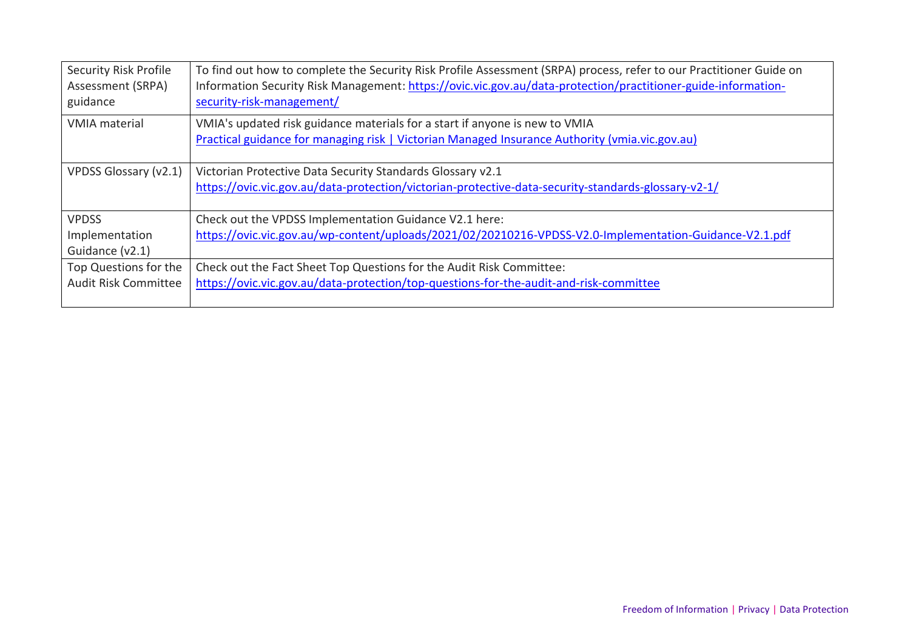| | |
|---|---|
| Security Risk Profile Assessment (SRPA) guidance | To find out how to complete the Security Risk Profile Assessment (SRPA) process, refer to our Practitioner Guide on Information Security Risk Management: https://ovic.vic.gov.au/data-protection/practitioner-guide-information-security-risk-management/ |
| VMIA material | VMIA's updated risk guidance materials for a start if anyone is new to VMIA<br>Practical guidance for managing risk \| Victorian Managed Insurance Authority (vmia.vic.gov.au) |
| VPDSS Glossary (v2.1) | Victorian Protective Data Security Standards Glossary v2.1<br>https://ovic.vic.gov.au/data-protection/victorian-protective-data-security-standards-glossary-v2-1/ |
| VPDSS Implementation Guidance (v2.1) | Check out the VPDSS Implementation Guidance V2.1 here:<br>https://ovic.vic.gov.au/wp-content/uploads/2021/02/20210216-VPDSS-V2.0-Implementation-Guidance-V2.1.pdf |
| Top Questions for the Audit Risk Committee | Check out the Fact Sheet Top Questions for the Audit Risk Committee:<br>https://ovic.vic.gov.au/data-protection/top-questions-for-the-audit-and-risk-committee |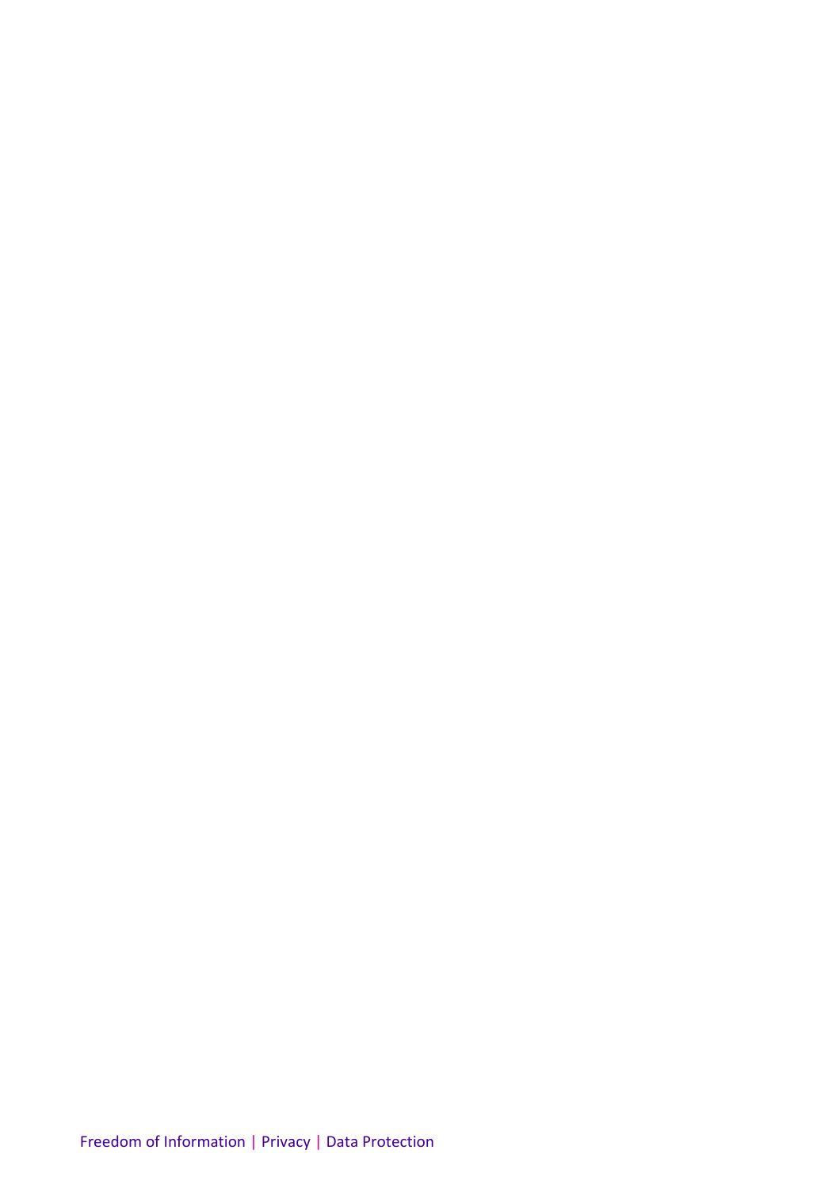Freedom of Information | Privacy | Data Protection